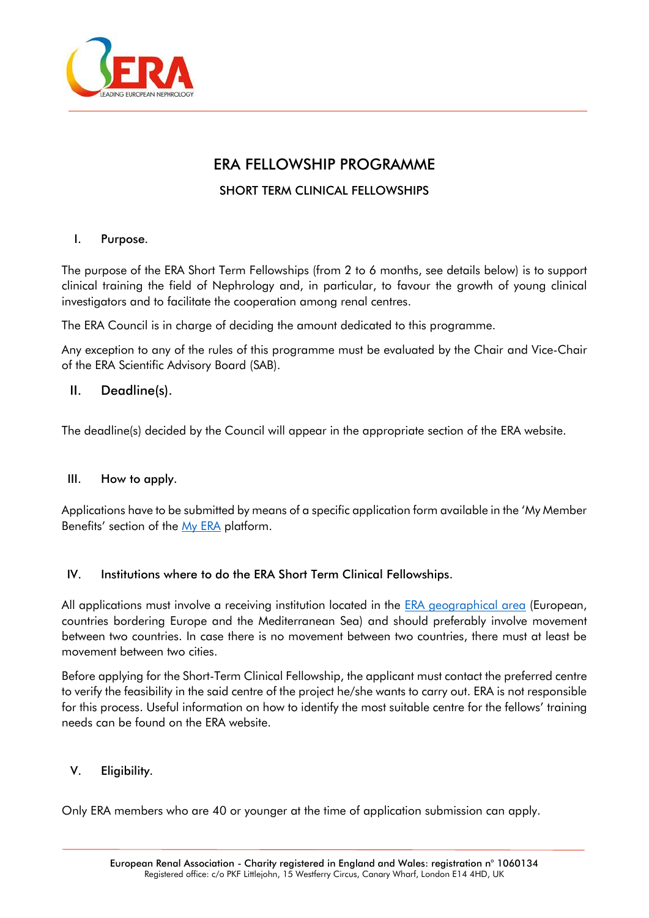# ERA FELLOWSHIP PROGRAMME

## SHORT TERM CLINICAL FELLOWSHIPS

### I. Purpose.

The purpose of the ERA Short Term Fellowships (from 2 to 6 months, see details below) is to support clinical training the field of Nephrology and, in particular, to favour the growth of young clinical investigators and to facilitate the cooperation among renal centres.

The ERA Council is in charge of deciding the amount dedicated to this programme.

Any exception to any of the rules of this programme must be evaluated by the Chair and Vice-Chair of the ERA Scientific Advisory Board (SAB).

### II. Deadline(s).

The deadline(s) decided by the Council will appear in the appropriate section of the ERA website.

### III. How to apply.

Applications have to be submitted by means of a specific application form available in the 'My Member Benefits' section of the My ERA platform.

### IV. Institutions where to do the ERA Short Term Clinical Fellowships.

All applications must involve a receiving institution located in the ERA geographical area (European, countries bordering Europe and the Mediterranean Sea) and should preferably involve movement between two countries. In case there is no movement between two countries, there must at least be movement between two cities.

Before applying for the Short-Term Clinical Fellowship, the applicant must contact the preferred centre to verify the feasibility in the said centre of the project he/she wants to carry out. ERA is not responsible for this process. Useful information on how to identify the most suitable centre for the fellows' training needs can be found on the ERA website.

### V. Eligibility.

Only ERA members who are 40 or younger at the time of application submission can apply.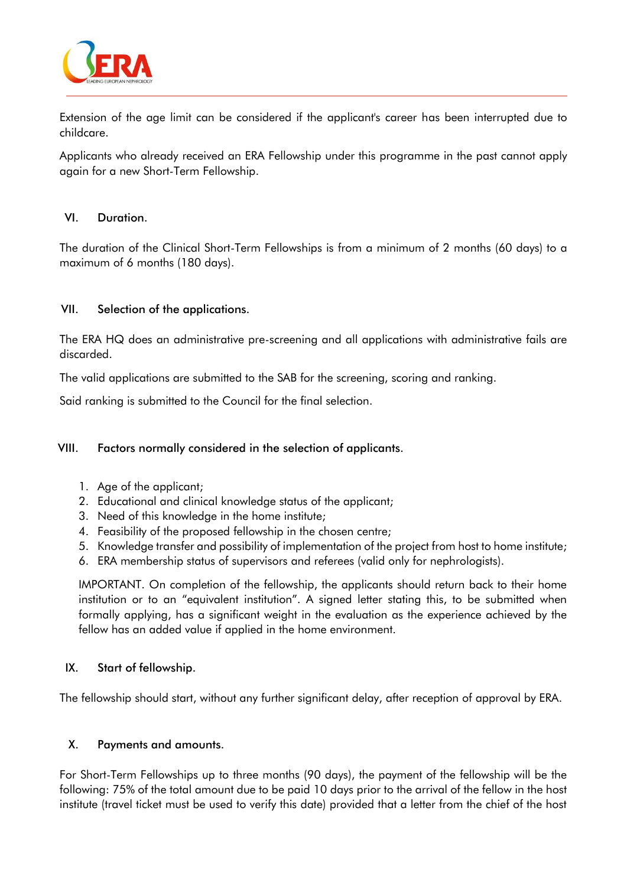Extension of the age limit can be considered if the applicant's career has been interrupted due to childcare.

Applicants who already received an ERA Fellowship under this programme in the past cannot apply again for a new Short-Term Fellowship.

## VI. Duration.

The duration of the Clinical Short-Term Fellowships is from a minimum of 2 months (60 days) to a maximum of 6 months (180 days).

## VII. Selection of the applications.

The ERA HQ does an administrative pre-screening and all applications with administrative fails are discarded.

The valid applications are submitted to the SAB for the screening, scoring and ranking.

Said ranking is submitted to the Council for the final selection.

## VIII. Factors normally considered in the selection of applicants.

1. Age of the applicant;
2. Educational and clinical knowledge status of the applicant;
3. Need of this knowledge in the home institute;
4. Feasibility of the proposed fellowship in the chosen centre;
5. Knowledge transfer and possibility of implementation of the project from host to home institute;
6. ERA membership status of supervisors and referees (valid only for nephrologists).

IMPORTANT. On completion of the fellowship, the applicants should return back to their home institution or to an "equivalent institution". A signed letter stating this, to be submitted when formally applying, has a significant weight in the evaluation as the experience achieved by the fellow has an added value if applied in the home environment.

## IX. Start of fellowship.

The fellowship should start, without any further significant delay, after reception of approval by ERA.

## X. Payments and amounts.

For Short-Term Fellowships up to three months (90 days), the payment of the fellowship will be the following: 75% of the total amount due to be paid 10 days prior to the arrival of the fellow in the host institute (travel ticket must be used to verify this date) provided that a letter from the chief of the host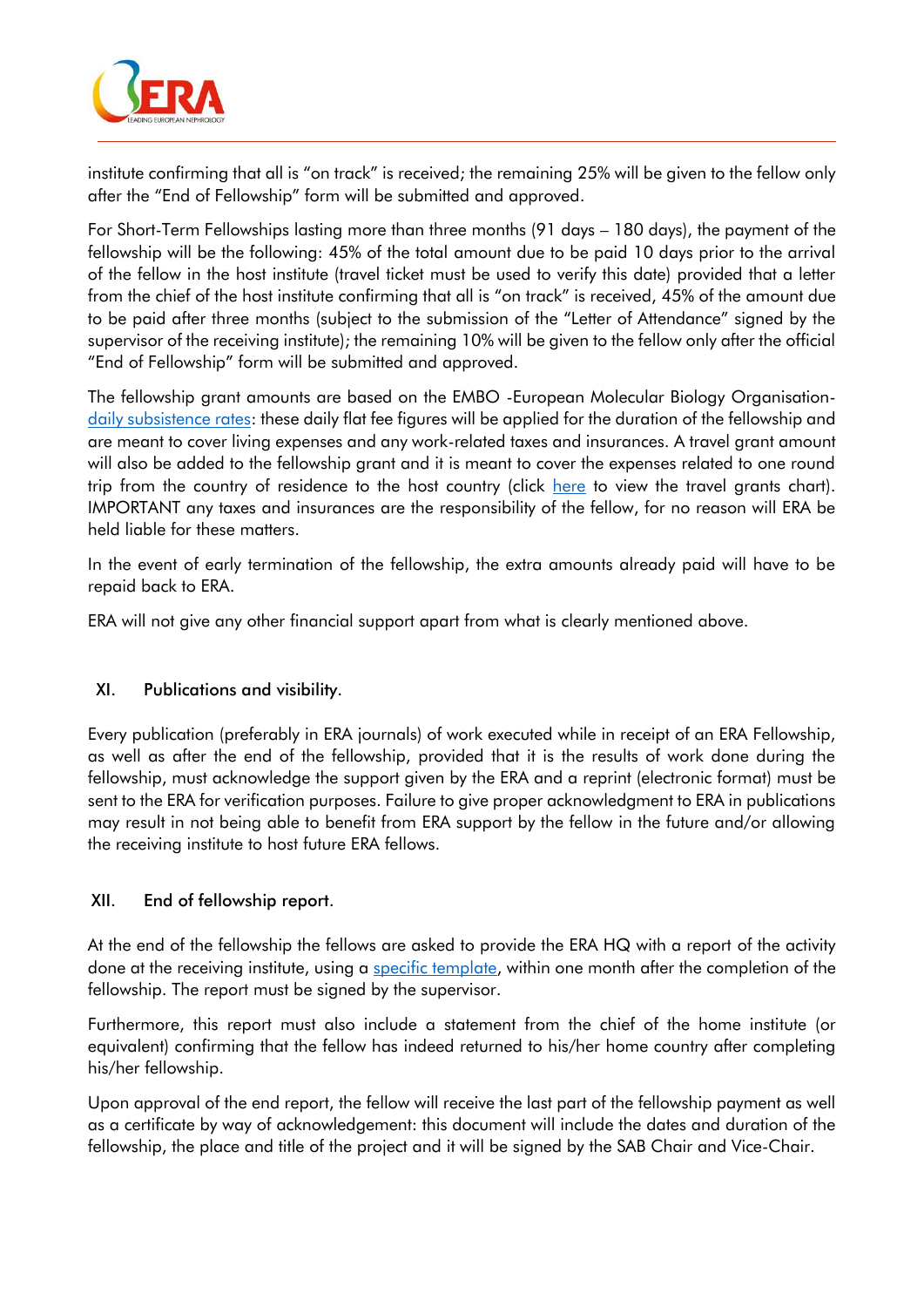institute confirming that all is "on track" is received; the remaining 25% will be given to the fellow only after the "End of Fellowship" form will be submitted and approved.

For Short-Term Fellowships lasting more than three months (91 days – 180 days), the payment of the fellowship will be the following: 45% of the total amount due to be paid 10 days prior to the arrival of the fellow in the host institute (travel ticket must be used to verify this date) provided that a letter from the chief of the host institute confirming that all is "on track" is received, 45% of the amount due to be paid after three months (subject to the submission of the "Letter of Attendance" signed by the supervisor of the receiving institute); the remaining 10% will be given to the fellow only after the official "End of Fellowship" form will be submitted and approved.

The fellowship grant amounts are based on the EMBO -European Molecular Biology Organisation- daily subsistence rates: these daily flat fee figures will be applied for the duration of the fellowship and are meant to cover living expenses and any work-related taxes and insurances. A travel grant amount will also be added to the fellowship grant and it is meant to cover the expenses related to one round trip from the country of residence to the host country (click here to view the travel grants chart). IMPORTANT any taxes and insurances are the responsibility of the fellow, for no reason will ERA be held liable for these matters.

In the event of early termination of the fellowship, the extra amounts already paid will have to be repaid back to ERA.

ERA will not give any other financial support apart from what is clearly mentioned above.

## XI. Publications and visibility.

Every publication (preferably in ERA journals) of work executed while in receipt of an ERA Fellowship, as well as after the end of the fellowship, provided that it is the results of work done during the fellowship, must acknowledge the support given by the ERA and a reprint (electronic format) must be sent to the ERA for verification purposes. Failure to give proper acknowledgment to ERA in publications may result in not being able to benefit from ERA support by the fellow in the future and/or allowing the receiving institute to host future ERA fellows.

## XII. End of fellowship report.

At the end of the fellowship the fellows are asked to provide the ERA HQ with a report of the activity done at the receiving institute, using a specific template, within one month after the completion of the fellowship. The report must be signed by the supervisor.

Furthermore, this report must also include a statement from the chief of the home institute (or equivalent) confirming that the fellow has indeed returned to his/her home country after completing his/her fellowship.

Upon approval of the end report, the fellow will receive the last part of the fellowship payment as well as a certificate by way of acknowledgement: this document will include the dates and duration of the fellowship, the place and title of the project and it will be signed by the SAB Chair and Vice-Chair.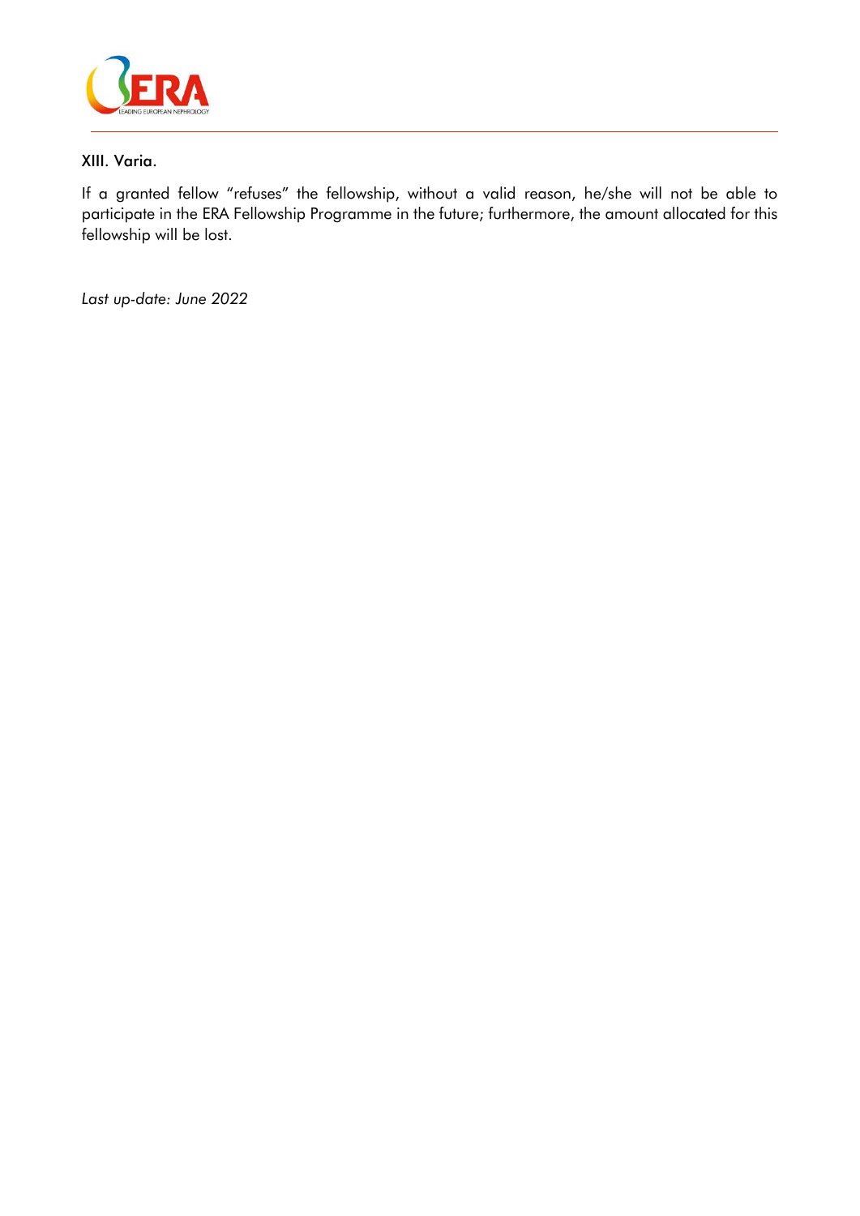## XIII. Varia.

If a granted fellow “refuses” the fellowship, without a valid reason, he/she will not be able to participate in the ERA Fellowship Programme in the future; furthermore, the amount allocated for this fellowship will be lost.

*Last up-date: June 2022*